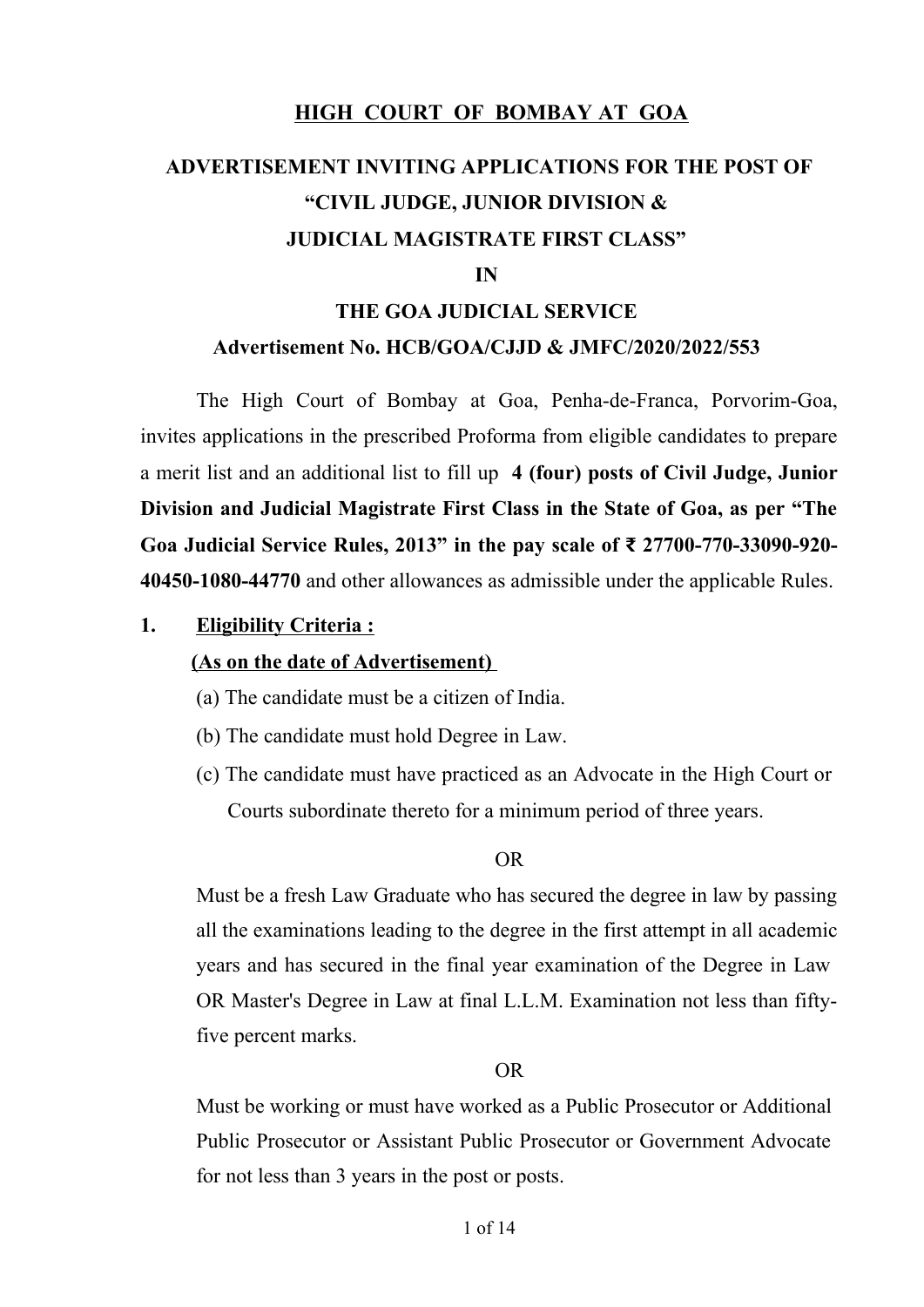# HIGH COURT OF BOMBAY AT GOA

## ADVERTISEMENT INVITING APPLICATIONS FOR THE POST OF "CIVIL JUDGE, JUNIOR DIVISION & JUDICIAL MAGISTRATE FIRST CLASS" IN THE GOA JUDICIAL SERVICE

### Advertisement No. HCB/GOA/CJJD & JMFC/2020/2022/553

The High Court of Bombay at Goa, Penha-de-Franca, Porvorim-Goa, invites applications in the prescribed Proforma from eligible candidates to prepare a merit list and an additional list to fill up **4 (four) posts of Civil Judge, Junior Division and Judicial Magistrate First Class in the State of Goa, as per "The Goa Judicial Service Rules, 2013" in the pay scale of ₹ 27700-770-33090-920-40450-1080-44770** and other allowances as admissible under the applicable Rules.

**1. Eligibility Criteria :**

**(As on the date of Advertisement)**

(a) The candidate must be a citizen of India.

(b) The candidate must hold Degree in Law.

(c) The candidate must have practiced as an Advocate in the High Court or Courts subordinate thereto for a minimum period of three years.

OR

Must be a fresh Law Graduate who has secured the degree in law by passing all the examinations leading to the degree in the first attempt in all academic years and has secured in the final year examination of the Degree in Law OR Master's Degree in Law at final L.L.M. Examination not less than fifty-five percent marks.

OR

Must be working or must have worked as a Public Prosecutor or Additional Public Prosecutor or Assistant Public Prosecutor or Government Advocate for not less than 3 years in the post or posts.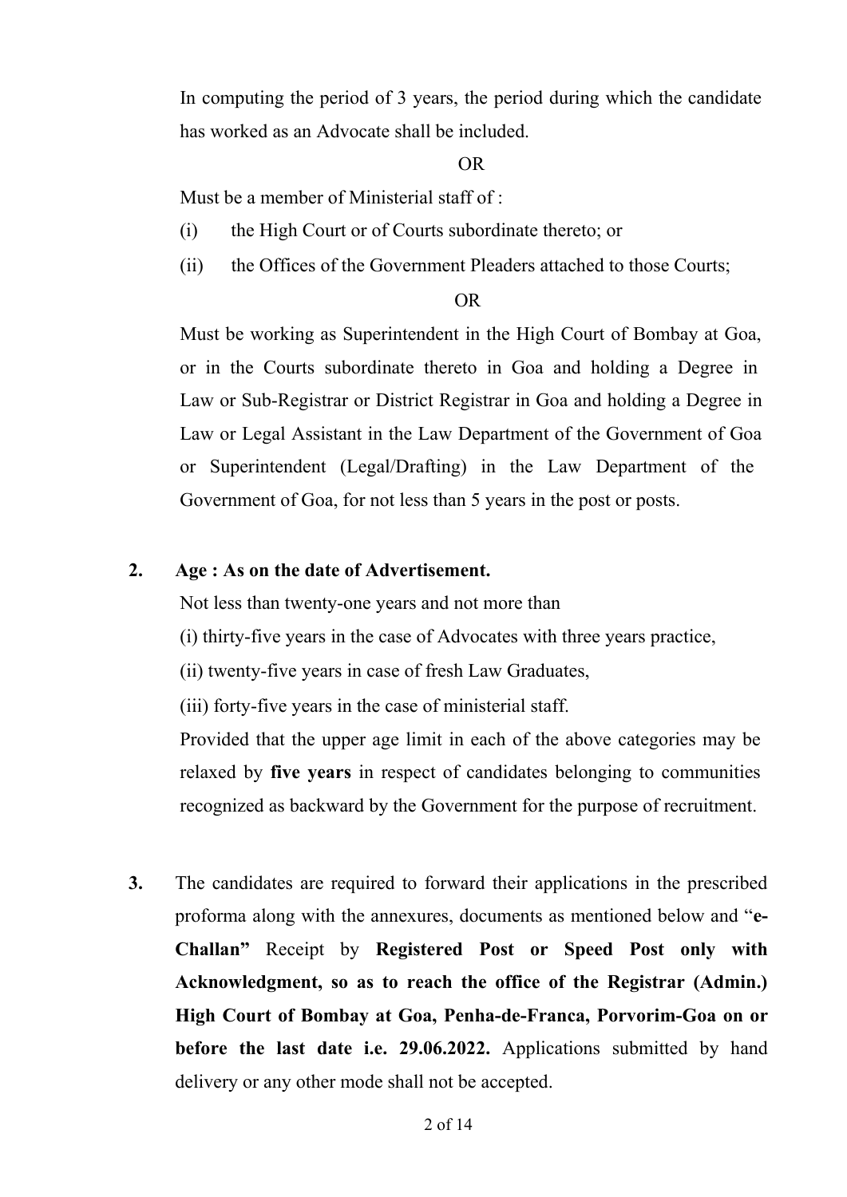In computing the period of 3 years, the period during which the candidate has worked as an Advocate shall be included.

OR

Must be a member of Ministerial staff of :

(i) the High Court or of Courts subordinate thereto; or

(ii) the Offices of the Government Pleaders attached to those Courts;

OR

Must be working as Superintendent in the High Court of Bombay at Goa, or in the Courts subordinate thereto in Goa and holding a Degree in Law or Sub-Registrar or District Registrar in Goa and holding a Degree in Law or Legal Assistant in the Law Department of the Government of Goa or Superintendent (Legal/Drafting) in the Law Department of the Government of Goa, for not less than 5 years in the post or posts.

**2. Age : As on the date of Advertisement.**

Not less than twenty-one years and not more than

(i) thirty-five years in the case of Advocates with three years practice,

(ii) twenty-five years in case of fresh Law Graduates,

(iii) forty-five years in the case of ministerial staff.

Provided that the upper age limit in each of the above categories may be relaxed by **five years** in respect of candidates belonging to communities recognized as backward by the Government for the purpose of recruitment.

**3.** The candidates are required to forward their applications in the prescribed proforma along with the annexures, documents as mentioned below and "**e-Challan"** Receipt by **Registered Post or Speed Post only with Acknowledgment, so as to reach the office of the Registrar (Admin.) High Court of Bombay at Goa, Penha-de-Franca, Porvorim-Goa on or before the last date i.e. 29.06.2022.** Applications submitted by hand delivery or any other mode shall not be accepted.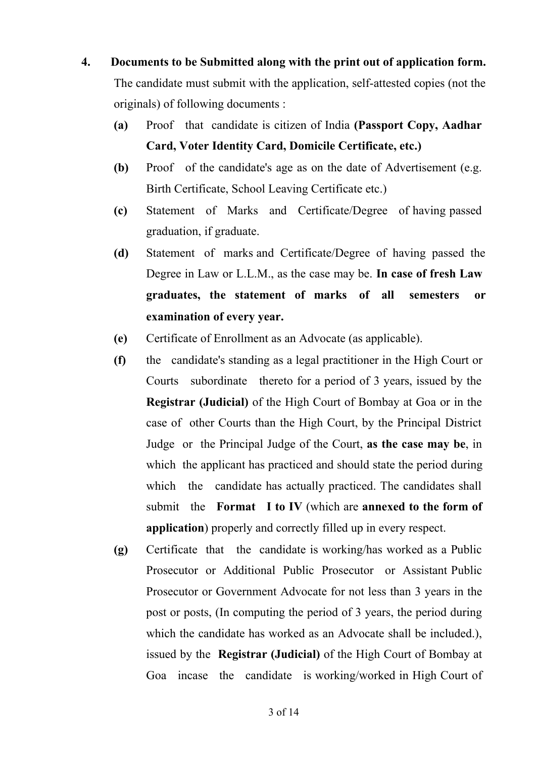**4. Documents to be Submitted along with the print out of application form.**

The candidate must submit with the application, self-attested copies (not the originals) of following documents :

**(a)** Proof that candidate is citizen of India **(Passport Copy, Aadhar Card, Voter Identity Card, Domicile Certificate, etc.)**

**(b)** Proof of the candidate's age as on the date of Advertisement (e.g. Birth Certificate, School Leaving Certificate etc.)

**(c)** Statement of Marks and Certificate/Degree of having passed graduation, if graduate.

**(d)** Statement of marks and Certificate/Degree of having passed the Degree in Law or L.L.M., as the case may be. **In case of fresh Law graduates, the statement of marks of all semesters or examination of every year.**

**(e)** Certificate of Enrollment as an Advocate (as applicable).

**(f)** the candidate's standing as a legal practitioner in the High Court or Courts subordinate thereto for a period of 3 years, issued by the **Registrar (Judicial)** of the High Court of Bombay at Goa or in the case of other Courts than the High Court, by the Principal District Judge or the Principal Judge of the Court, **as the case may be**, in which the applicant has practiced and should state the period during which the candidate has actually practiced. The candidates shall submit the **Format I to IV** (which are **annexed to the form of application**) properly and correctly filled up in every respect.

**(g)** Certificate that the candidate is working/has worked as a Public Prosecutor or Additional Public Prosecutor or Assistant Public Prosecutor or Government Advocate for not less than 3 years in the post or posts, (In computing the period of 3 years, the period during which the candidate has worked as an Advocate shall be included.), issued by the **Registrar (Judicial)** of the High Court of Bombay at Goa incase the candidate is working/worked in High Court of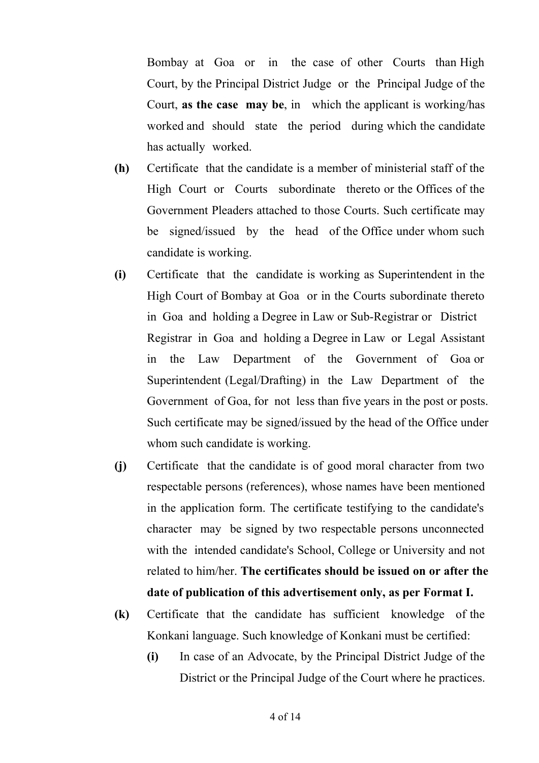Bombay at Goa or in the case of other Courts than High Court, by the Principal District Judge or the Principal Judge of the Court, **as the case may be**, in which the applicant is working/has worked and should state the period during which the candidate has actually worked.

**(h)** Certificate that the candidate is a member of ministerial staff of the High Court or Courts subordinate thereto or the Offices of the Government Pleaders attached to those Courts. Such certificate may be signed/issued by the head of the Office under whom such candidate is working.

**(i)** Certificate that the candidate is working as Superintendent in the High Court of Bombay at Goa or in the Courts subordinate thereto in Goa and holding a Degree in Law or Sub-Registrar or District Registrar in Goa and holding a Degree in Law or Legal Assistant in the Law Department of the Government of Goa or Superintendent (Legal/Drafting) in the Law Department of the Government of Goa, for not less than five years in the post or posts. Such certificate may be signed/issued by the head of the Office under whom such candidate is working.

**(j)** Certificate that the candidate is of good moral character from two respectable persons (references), whose names have been mentioned in the application form. The certificate testifying to the candidate's character may be signed by two respectable persons unconnected with the intended candidate's School, College or University and not related to him/her. **The certificates should be issued on or after the date of publication of this advertisement only, as per Format I.**

**(k)** Certificate that the candidate has sufficient knowledge of the Konkani language. Such knowledge of Konkani must be certified:

- **(i)** In case of an Advocate, by the Principal District Judge of the District or the Principal Judge of the Court where he practices.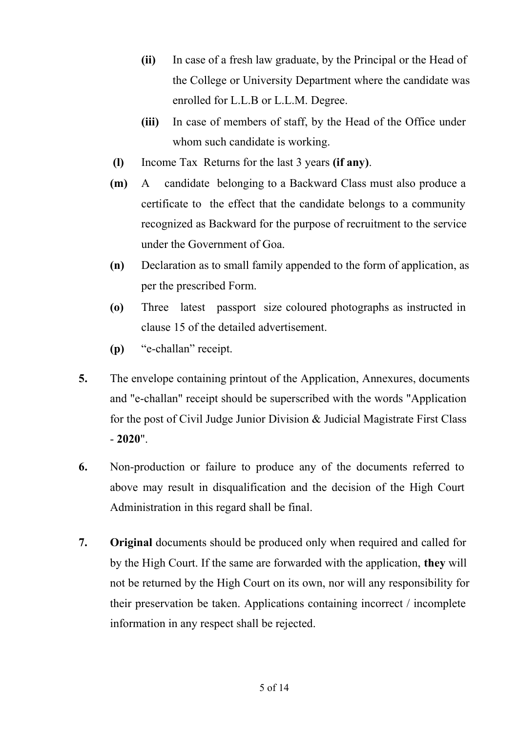**(ii)** In case of a fresh law graduate, by the Principal or the Head of the College or University Department where the candidate was enrolled for L.L.B or L.L.M. Degree.

**(iii)** In case of members of staff, by the Head of the Office under whom such candidate is working.

**(l)** Income Tax Returns for the last 3 years **(if any)**.

**(m)** A candidate belonging to a Backward Class must also produce a certificate to the effect that the candidate belongs to a community recognized as Backward for the purpose of recruitment to the service under the Government of Goa.

**(n)** Declaration as to small family appended to the form of application, as per the prescribed Form.

**(o)** Three latest passport size coloured photographs as instructed in clause 15 of the detailed advertisement.

**(p)** "e-challan" receipt.

**5.** The envelope containing printout of the Application, Annexures, documents and "e-challan" receipt should be superscribed with the words "Application for the post of Civil Judge Junior Division & Judicial Magistrate First Class - **2020**".

**6.** Non-production or failure to produce any of the documents referred to above may result in disqualification and the decision of the High Court Administration in this regard shall be final.

**7.** **Original** documents should be produced only when required and called for by the High Court. If the same are forwarded with the application, **they** will not be returned by the High Court on its own, nor will any responsibility for their preservation be taken. Applications containing incorrect / incomplete information in any respect shall be rejected.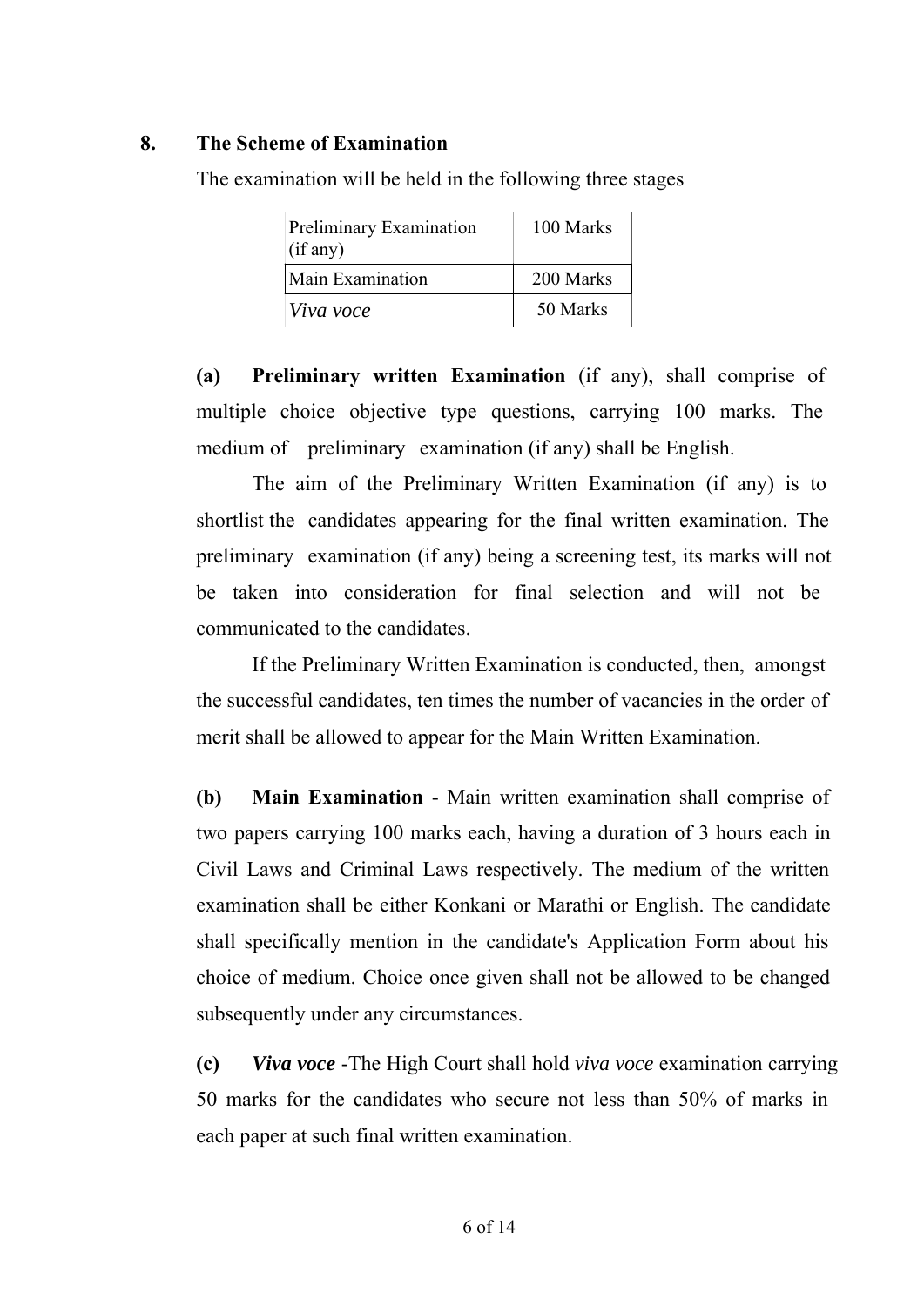## 8. The Scheme of Examination

The examination will be held in the following three stages

| Preliminary Examination (if any) | 100 Marks |
|---|---|
| Main Examination | 200 Marks |
| *Viva voce* | 50 Marks |

**(a) Preliminary written Examination** (if any), shall comprise of multiple choice objective type questions, carrying 100 marks. The medium of preliminary examination (if any) shall be English.

The aim of the Preliminary Written Examination (if any) is to shortlist the candidates appearing for the final written examination. The preliminary examination (if any) being a screening test, its marks will not be taken into consideration for final selection and will not be communicated to the candidates.

If the Preliminary Written Examination is conducted, then, amongst the successful candidates, ten times the number of vacancies in the order of merit shall be allowed to appear for the Main Written Examination.

**(b) Main Examination** - Main written examination shall comprise of two papers carrying 100 marks each, having a duration of 3 hours each in Civil Laws and Criminal Laws respectively. The medium of the written examination shall be either Konkani or Marathi or English. The candidate shall specifically mention in the candidate's Application Form about his choice of medium. Choice once given shall not be allowed to be changed subsequently under any circumstances.

**(c) *Viva voce*** -The High Court shall hold *viva voce* examination carrying 50 marks for the candidates who secure not less than 50% of marks in each paper at such final written examination.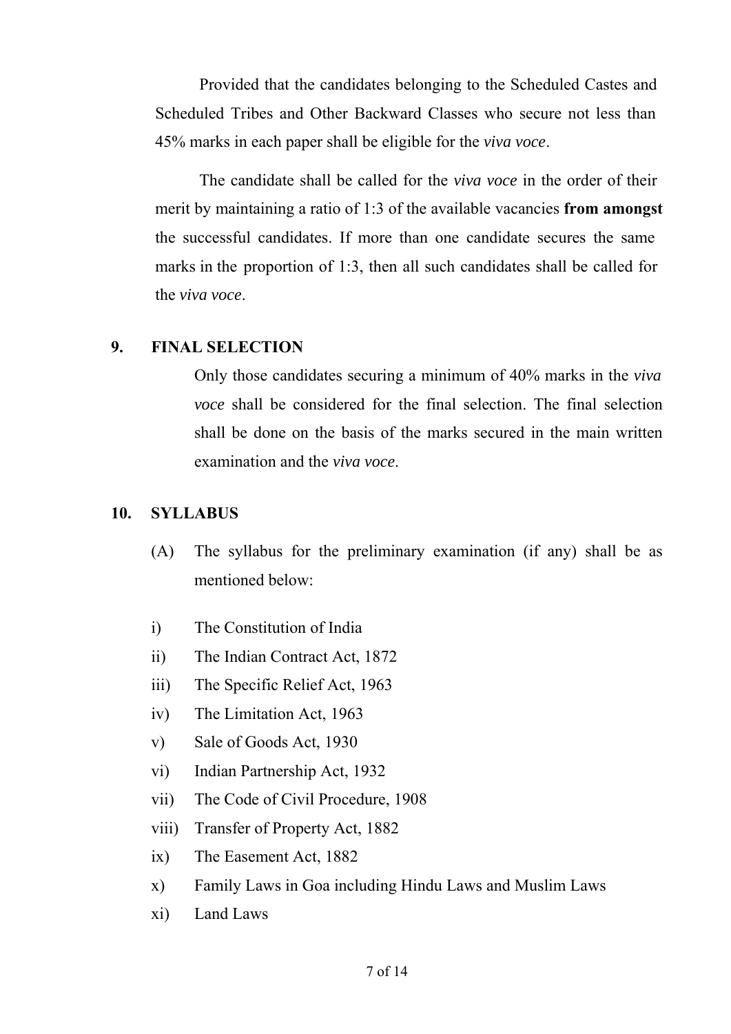Provided that the candidates belonging to the Scheduled Castes and Scheduled Tribes and Other Backward Classes who secure not less than 45% marks in each paper shall be eligible for the *viva voce*.

The candidate shall be called for the *viva voce* in the order of their merit by maintaining a ratio of 1:3 of the available vacancies **from amongst** the successful candidates. If more than one candidate secures the same marks in the proportion of 1:3, then all such candidates shall be called for the *viva voce*.

## 9. FINAL SELECTION

Only those candidates securing a minimum of 40% marks in the *viva voce* shall be considered for the final selection. The final selection shall be done on the basis of the marks secured in the main written examination and the *viva voce*.

## 10. SYLLABUS

(A) The syllabus for the preliminary examination (if any) shall be as mentioned below:

i) The Constitution of India
ii) The Indian Contract Act, 1872
iii) The Specific Relief Act, 1963
iv) The Limitation Act, 1963
v) Sale of Goods Act, 1930
vi) Indian Partnership Act, 1932
vii) The Code of Civil Procedure, 1908
viii) Transfer of Property Act, 1882
ix) The Easement Act, 1882
x) Family Laws in Goa including Hindu Laws and Muslim Laws
xi) Land Laws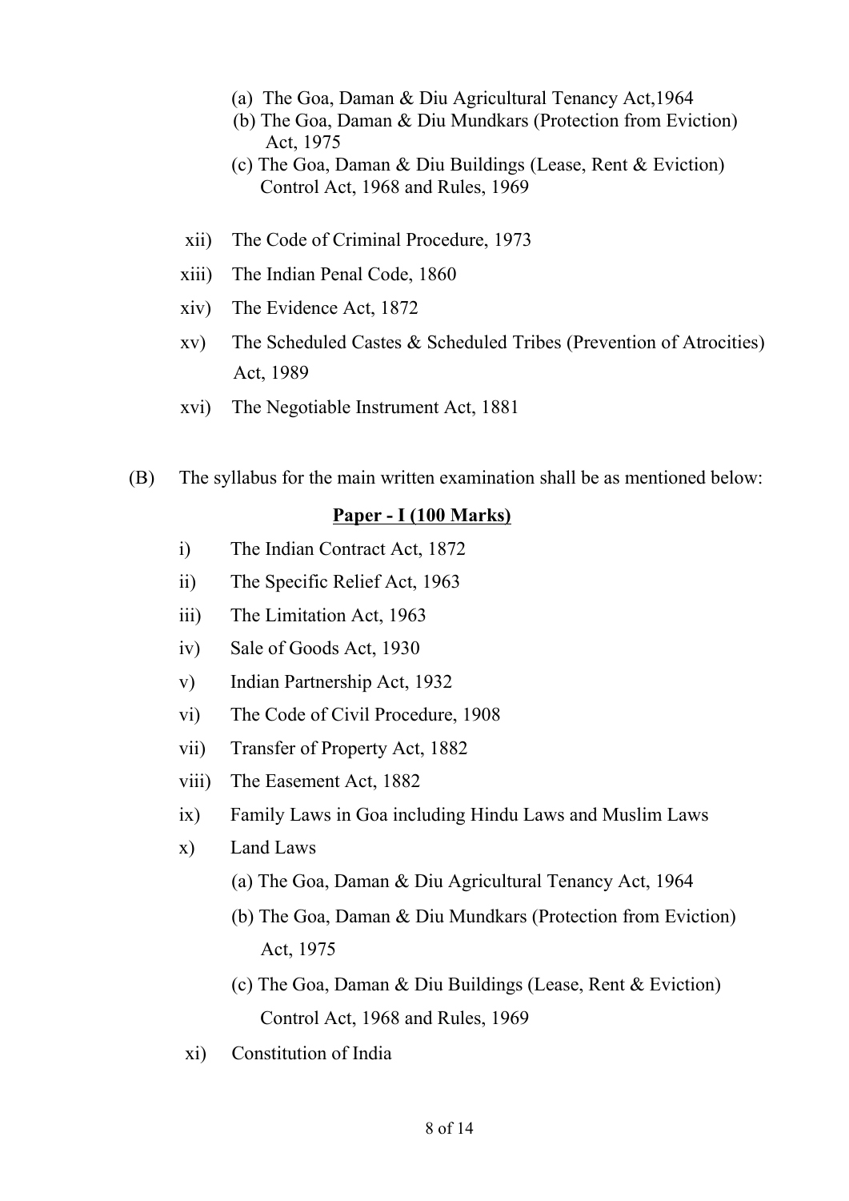(a) The Goa, Daman & Diu Agricultural Tenancy Act,1964

(b) The Goa, Daman & Diu Mundkars (Protection from Eviction) Act, 1975

(c) The Goa, Daman & Diu Buildings (Lease, Rent & Eviction) Control Act, 1968 and Rules, 1969

xii) The Code of Criminal Procedure, 1973

xiii) The Indian Penal Code, 1860

xiv) The Evidence Act, 1872

xv) The Scheduled Castes & Scheduled Tribes (Prevention of Atrocities) Act, 1989

xvi) The Negotiable Instrument Act, 1881

(B) The syllabus for the main written examination shall be as mentioned below:

**Paper - I (100 Marks)**

i) The Indian Contract Act, 1872

ii) The Specific Relief Act, 1963

iii) The Limitation Act, 1963

iv) Sale of Goods Act, 1930

v) Indian Partnership Act, 1932

vi) The Code of Civil Procedure, 1908

vii) Transfer of Property Act, 1882

viii) The Easement Act, 1882

ix) Family Laws in Goa including Hindu Laws and Muslim Laws

x) Land Laws

(a) The Goa, Daman & Diu Agricultural Tenancy Act, 1964

(b) The Goa, Daman & Diu Mundkars (Protection from Eviction) Act, 1975

(c) The Goa, Daman & Diu Buildings (Lease, Rent & Eviction) Control Act, 1968 and Rules, 1969

xi) Constitution of India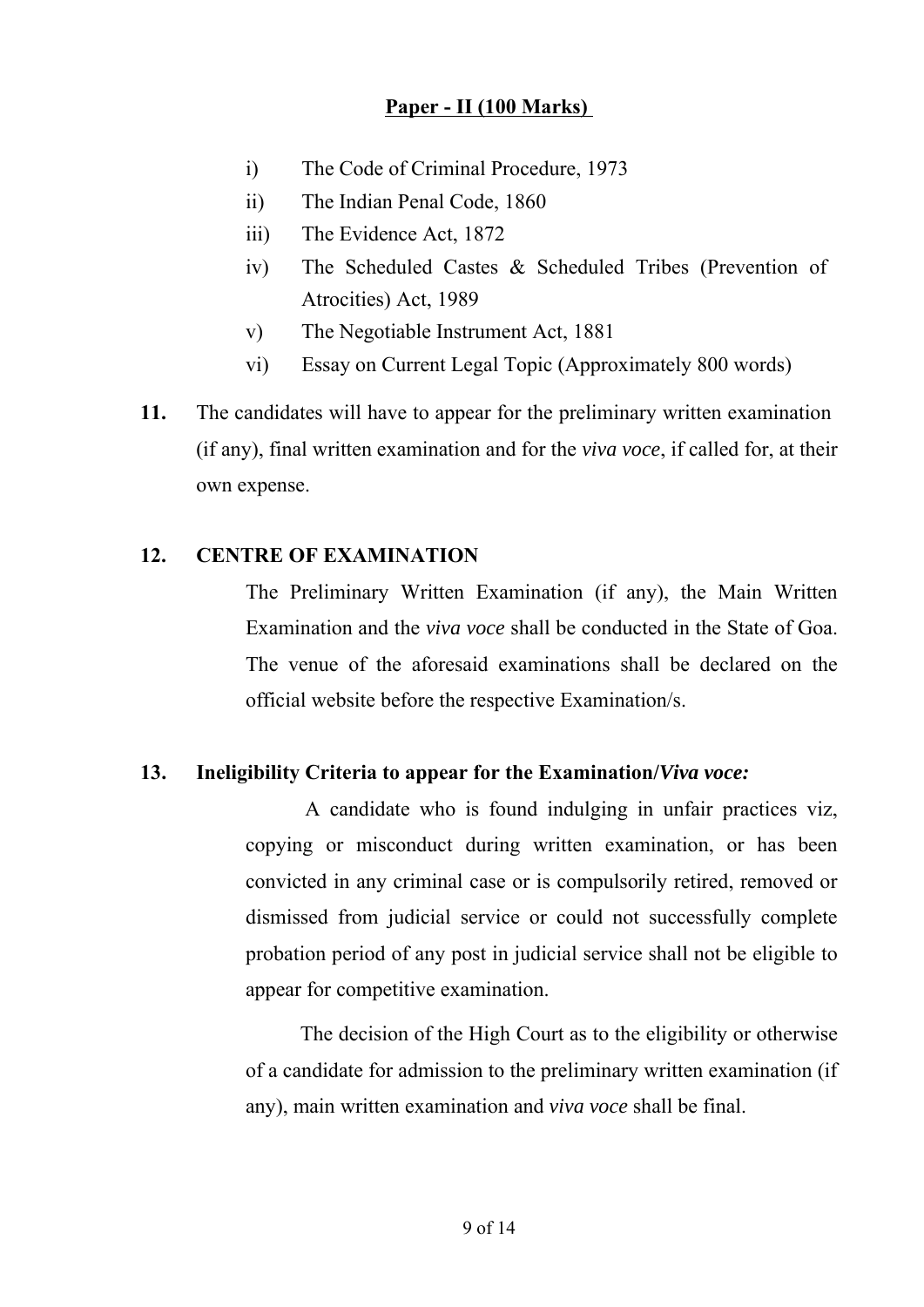**Paper - II (100 Marks)**

i) The Code of Criminal Procedure, 1973

ii) The Indian Penal Code, 1860

iii) The Evidence Act, 1872

iv) The Scheduled Castes & Scheduled Tribes (Prevention of Atrocities) Act, 1989

v) The Negotiable Instrument Act, 1881

vi) Essay on Current Legal Topic (Approximately 800 words)

**11.** The candidates will have to appear for the preliminary written examination (if any), final written examination and for the *viva voce*, if called for, at their own expense.

**12. CENTRE OF EXAMINATION**

The Preliminary Written Examination (if any), the Main Written Examination and the *viva voce* shall be conducted in the State of Goa. The venue of the aforesaid examinations shall be declared on the official website before the respective Examination/s.

**13. Ineligibility Criteria to appear for the Examination/*Viva voce:***

A candidate who is found indulging in unfair practices viz, copying or misconduct during written examination, or has been convicted in any criminal case or is compulsorily retired, removed or dismissed from judicial service or could not successfully complete probation period of any post in judicial service shall not be eligible to appear for competitive examination.

The decision of the High Court as to the eligibility or otherwise of a candidate for admission to the preliminary written examination (if any), main written examination and *viva voce* shall be final.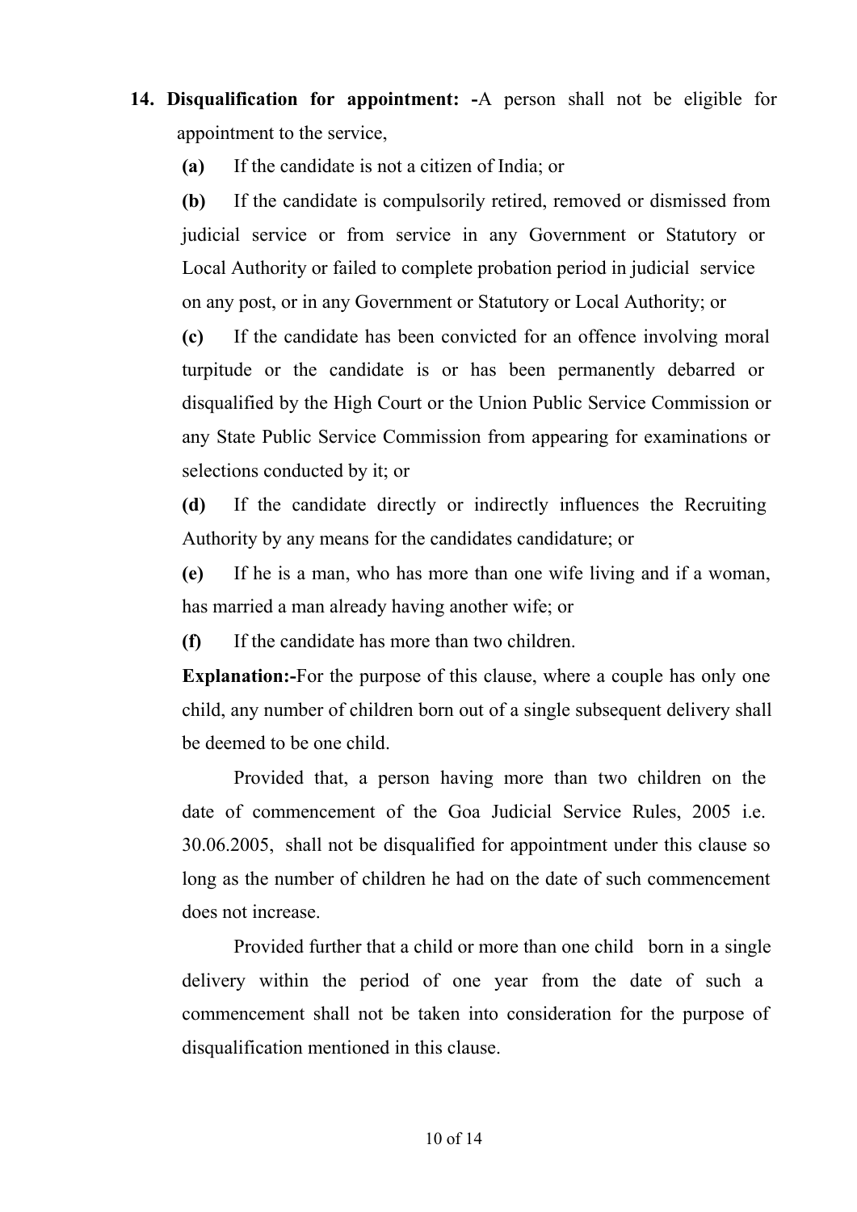**14. Disqualification for appointment: -**A person shall not be eligible for appointment to the service,

**(a)** If the candidate is not a citizen of India; or

**(b)** If the candidate is compulsorily retired, removed or dismissed from judicial service or from service in any Government or Statutory or Local Authority or failed to complete probation period in judicial service on any post, or in any Government or Statutory or Local Authority; or

**(c)** If the candidate has been convicted for an offence involving moral turpitude or the candidate is or has been permanently debarred or disqualified by the High Court or the Union Public Service Commission or any State Public Service Commission from appearing for examinations or selections conducted by it; or

**(d)** If the candidate directly or indirectly influences the Recruiting Authority by any means for the candidates candidature; or

**(e)** If he is a man, who has more than one wife living and if a woman, has married a man already having another wife; or

**(f)** If the candidate has more than two children.

**Explanation:-**For the purpose of this clause, where a couple has only one child, any number of children born out of a single subsequent delivery shall be deemed to be one child.

Provided that, a person having more than two children on the date of commencement of the Goa Judicial Service Rules, 2005 i.e. 30.06.2005, shall not be disqualified for appointment under this clause so long as the number of children he had on the date of such commencement does not increase.

Provided further that a child or more than one child born in a single delivery within the period of one year from the date of such a commencement shall not be taken into consideration for the purpose of disqualification mentioned in this clause.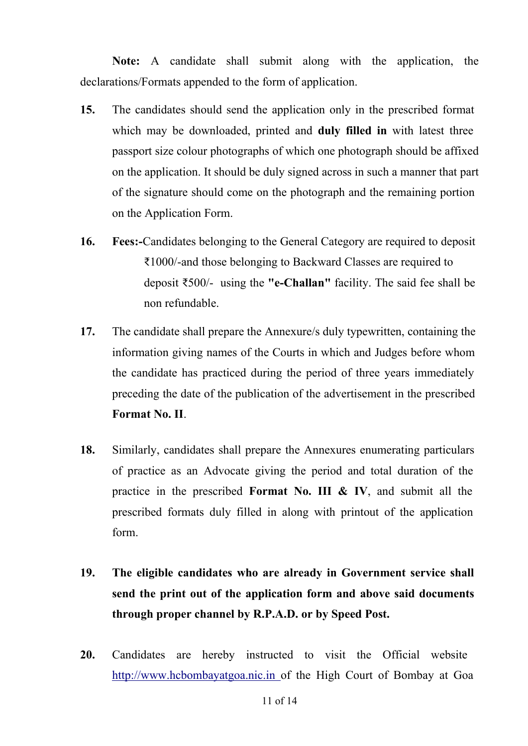**Note:** A candidate shall submit along with the application, the declarations/Formats appended to the form of application.

15. The candidates should send the application only in the prescribed format which may be downloaded, printed and **duly filled in** with latest three passport size colour photographs of which one photograph should be affixed on the application. It should be duly signed across in such a manner that part of the signature should come on the photograph and the remaining portion on the Application Form.

16. **Fees:-**Candidates belonging to the General Category are required to deposit ₹1000/-and those belonging to Backward Classes are required to deposit ₹500/- using the **"e-Challan"** facility. The said fee shall be non refundable.

17. The candidate shall prepare the Annexure/s duly typewritten, containing the information giving names of the Courts in which and Judges before whom the candidate has practiced during the period of three years immediately preceding the date of the publication of the advertisement in the prescribed **Format No. II**.

18. Similarly, candidates shall prepare the Annexures enumerating particulars of practice as an Advocate giving the period and total duration of the practice in the prescribed **Format No. III & IV**, and submit all the prescribed formats duly filled in along with printout of the application form.

19. **The eligible candidates who are already in Government service shall send the print out of the application form and above said documents through proper channel by R.P.A.D. or by Speed Post.**

20. Candidates are hereby instructed to visit the Official website [http://www.hcbombayatgoa.nic.in](http://www.hcbombayatgoa.nic.in) of the High Court of Bombay at Goa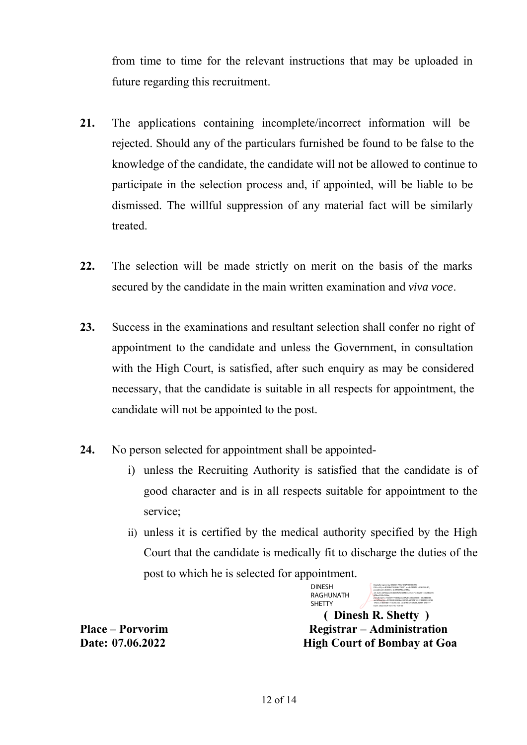from time to time for the relevant instructions that may be uploaded in future regarding this recruitment.

**21.** The applications containing incomplete/incorrect information will be rejected. Should any of the particulars furnished be found to be false to the knowledge of the candidate, the candidate will not be allowed to continue to participate in the selection process and, if appointed, will be liable to be dismissed. The willful suppression of any material fact will be similarly treated.

**22.** The selection will be made strictly on merit on the basis of the marks secured by the candidate in the main written examination and *viva voce*.

**23.** Success in the examinations and resultant selection shall confer no right of appointment to the candidate and unless the Government, in consultation with the High Court, is satisfied, after such enquiry as may be considered necessary, that the candidate is suitable in all respects for appointment, the candidate will not be appointed to the post.

**24.** No person selected for appointment shall be appointed-

i) unless the Recruiting Authority is satisfied that the candidate is of good character and is in all respects suitable for appointment to the service;

ii) unless it is certified by the medical authority specified by the High Court that the candidate is medically fit to discharge the duties of the post to which he is selected for appointment.

DINESH RAGHUNATH SHETTY

**( Dinesh R. Shetty )**
**Registrar – Administration**
**High Court of Bombay at Goa**

**Place – Porvorim**
**Date: 07.06.2022**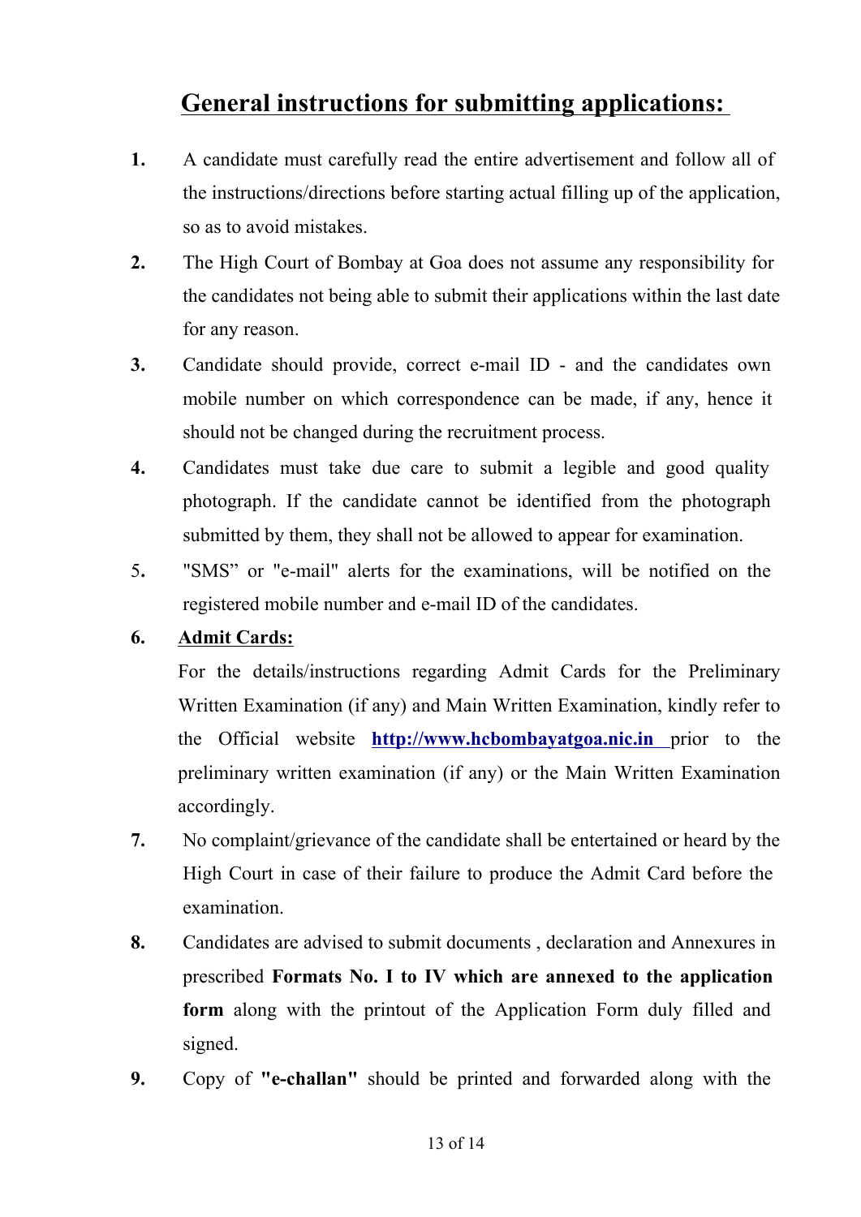## General instructions for submitting applications:

1. A candidate must carefully read the entire advertisement and follow all of the instructions/directions before starting actual filling up of the application, so as to avoid mistakes.

2. The High Court of Bombay at Goa does not assume any responsibility for the candidates not being able to submit their applications within the last date for any reason.

3. Candidate should provide, correct e-mail ID - and the candidates own mobile number on which correspondence can be made, if any, hence it should not be changed during the recruitment process.

4. Candidates must take due care to submit a legible and good quality photograph. If the candidate cannot be identified from the photograph submitted by them, they shall not be allowed to appear for examination.

5. "SMS" or "e-mail" alerts for the examinations, will be notified on the registered mobile number and e-mail ID of the candidates.

6. **Admit Cards:**

   For the details/instructions regarding Admit Cards for the Preliminary Written Examination (if any) and Main Written Examination, kindly refer to the Official website **http://www.hcbombayatgoa.nic.in** prior to the preliminary written examination (if any) or the Main Written Examination accordingly.

7. No complaint/grievance of the candidate shall be entertained or heard by the High Court in case of their failure to produce the Admit Card before the examination.

8. Candidates are advised to submit documents , declaration and Annexures in prescribed **Formats No. I to IV which are annexed to the application form** along with the printout of the Application Form duly filled and signed.

9. Copy of **"e-challan"** should be printed and forwarded along with the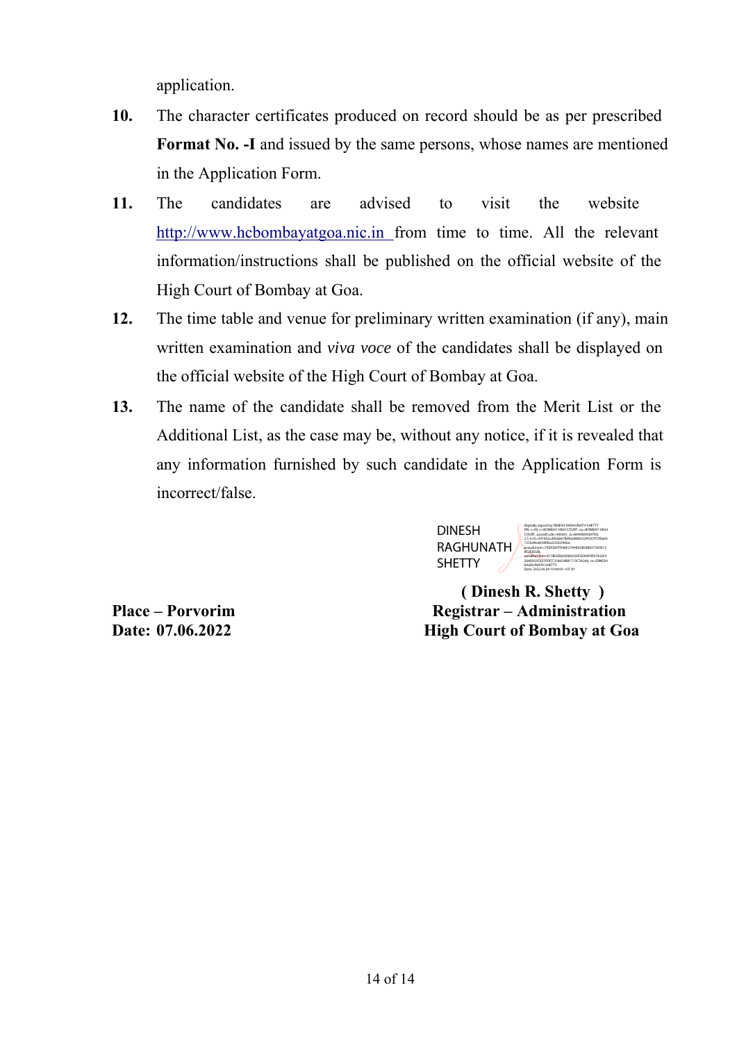application.

**10.** The character certificates produced on record should be as per prescribed **Format No. -I** and issued by the same persons, whose names are mentioned in the Application Form.

**11.** The candidates are advised to visit the website http://www.hcbombayatgoa.nic.in from time to time. All the relevant information/instructions shall be published on the official website of the High Court of Bombay at Goa.

**12.** The time table and venue for preliminary written examination (if any), main written examination and *viva voce* of the candidates shall be displayed on the official website of the High Court of Bombay at Goa.

**13.** The name of the candidate shall be removed from the Merit List or the Additional List, as the case may be, without any notice, if it is revealed that any information furnished by such candidate in the Application Form is incorrect/false.

DINESH RAGHUNATH SHETTY

**( Dinesh R. Shetty )**
**Registrar – Administration**
**High Court of Bombay at Goa**

**Place – Porvorim**
**Date: 07.06.2022**